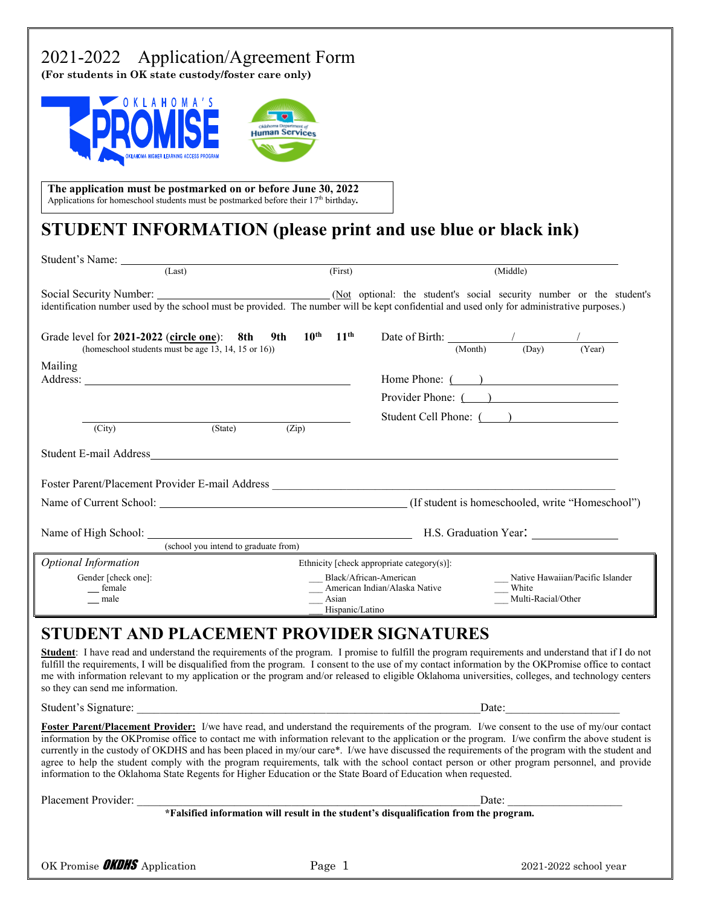# 2021-2022 Application/Agreement Form

**(For students in OK state custody/foster care only)**

**The application must be postmarked on or before June 30, 2022**
Applications for homeschool students must be postmarked before their 17th birthday.

## STUDENT INFORMATION (please print and use blue or black ink)

Student's Name: ______________________________________________
(Last) (First) (Middle)

Social Security Number: ____________________ (Not optional: the student's social security number or the student's identification number used by the school must be provided. The number will be kept confidential and used only for administrative purposes.)

Grade level for **2021-2022** (**circle one**): **8th 9th 10th 11th**
(homeschool students must be age 13, 14, 15 or 16))

Date of Birth: ______ / ______ / ______
(Month) (Day) (Year)

Mailing Address: ______________________________________________

______________________________________________
(City) (State) (Zip)

Home Phone: (    ) ____________________

Provider Phone: (    ) ____________________

Student Cell Phone: (    ) ____________________

Student E-mail Address ______________________________________________

Foster Parent/Placement Provider E-mail Address ______________________________________________

Name of Current School: ______________________________ (If student is homeschooled, write "Homeschool")

Name of High School: ______________________________ H.S. Graduation Year: __________
(school you intend to graduate from)

*Optional Information*

Gender [check one]:
__ female
__ male

Ethnicity [check appropriate category(s)]:
___ Black/African-American
___ American Indian/Alaska Native
___ Asian
___ Hispanic/Latino
___ Native Hawaiian/Pacific Islander
___ White
___ Multi-Racial/Other

## STUDENT AND PLACEMENT PROVIDER SIGNATURES

**Student**: I have read and understand the requirements of the program. I promise to fulfill the program requirements and understand that if I do not fulfill the requirements, I will be disqualified from the program. I consent to the use of my contact information by the OKPromise office to contact me with information relevant to my application or the program and/or released to eligible Oklahoma universities, colleges, and technology centers so they can send me information.

Student's Signature: ______________________________________________ Date: __________________

**Foster Parent/Placement Provider:** I/we have read, and understand the requirements of the program. I/we consent to the use of my/our contact information by the OKPromise office to contact me with information relevant to the application or the program. I/we confirm the above student is currently in the custody of OKDHS and has been placed in my/our care*. I/we have discussed the requirements of the program with the student and agree to help the student comply with the program requirements, talk with the school contact person or other program personnel, and provide information to the Oklahoma State Regents for Higher Education or the State Board of Education when requested.

Placement Provider: ______________________________________________ Date: __________________

**\*Falsified information will result in the student's disqualification from the program.**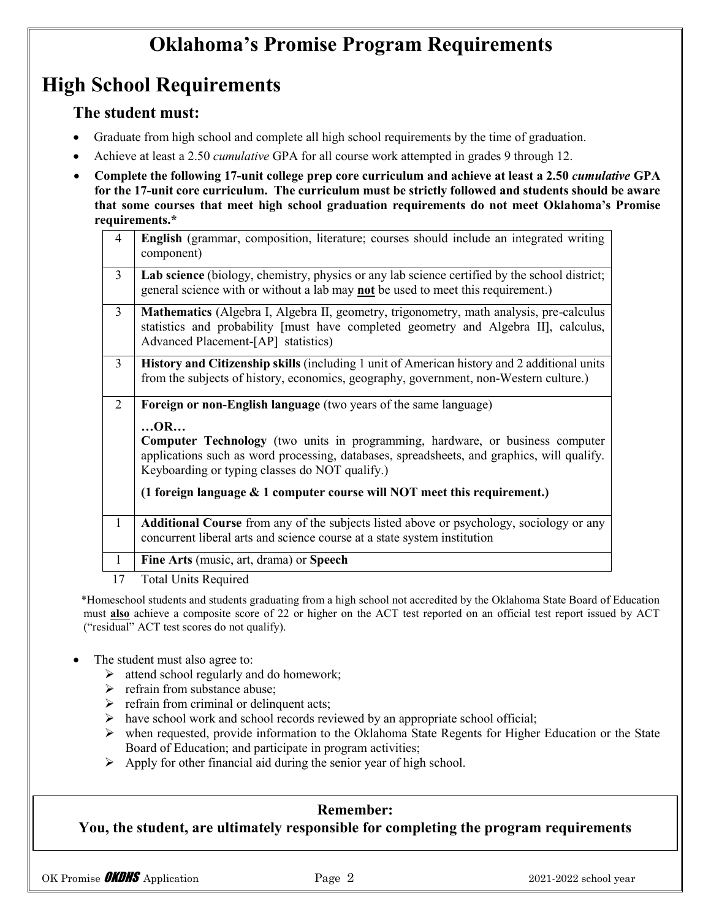# Oklahoma's Promise Program Requirements

## High School Requirements

### The student must:

- Graduate from high school and complete all high school requirements by the time of graduation.
- Achieve at least a 2.50 *cumulative* GPA for all course work attempted in grades 9 through 12.
- **Complete the following 17-unit college prep core curriculum and achieve at least a 2.50 *cumulative* GPA for the 17-unit core curriculum. The curriculum must be strictly followed and students should be aware that some courses that meet high school graduation requirements do not meet Oklahoma's Promise requirements.***

| Units | Subject |
|---|---|
| 4 | **English** (grammar, composition, literature; courses should include an integrated writing component) |
| 3 | **Lab science** (biology, chemistry, physics or any lab science certified by the school district; general science with or without a lab may **not** be used to meet this requirement.) |
| 3 | **Mathematics** (Algebra I, Algebra II, geometry, trigonometry, math analysis, pre-calculus statistics and probability [must have completed geometry and Algebra II], calculus, Advanced Placement-[AP] statistics) |
| 3 | **History and Citizenship skills** (including 1 unit of American history and 2 additional units from the subjects of history, economics, geography, government, non-Western culture.) |
| 2 | **Foreign or non-English language** (two years of the same language) **…OR…** **Computer Technology** (two units in programming, hardware, or business computer applications such as word processing, databases, spreadsheets, and graphics, will qualify. Keyboarding or typing classes do NOT qualify.) **(1 foreign language & 1 computer course will NOT meet this requirement.)** |
| 1 | **Additional Course** from any of the subjects listed above or psychology, sociology or any concurrent liberal arts and science course at a state system institution |
| 1 | **Fine Arts** (music, art, drama) or **Speech** |
| 17 | Total Units Required |

*Homeschool students and students graduating from a high school not accredited by the Oklahoma State Board of Education must **also** achieve a composite score of 22 or higher on the ACT test reported on an official test report issued by ACT ("residual" ACT test scores do not qualify).

- The student must also agree to:
  - attend school regularly and do homework;
  - refrain from substance abuse;
  - refrain from criminal or delinquent acts;
  - have school work and school records reviewed by an appropriate school official;
  - when requested, provide information to the Oklahoma State Regents for Higher Education or the State Board of Education; and participate in program activities;
  - Apply for other financial aid during the senior year of high school.

**Remember:**
**You, the student, are ultimately responsible for completing the program requirements**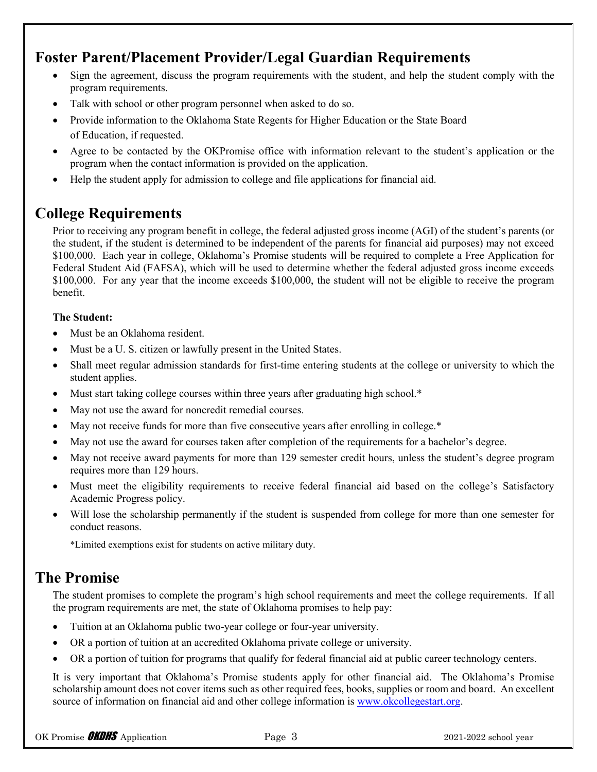## Foster Parent/Placement Provider/Legal Guardian Requirements

- Sign the agreement, discuss the program requirements with the student, and help the student comply with the program requirements.
- Talk with school or other program personnel when asked to do so.
- Provide information to the Oklahoma State Regents for Higher Education or the State Board of Education, if requested.
- Agree to be contacted by the OKPromise office with information relevant to the student's application or the program when the contact information is provided on the application.
- Help the student apply for admission to college and file applications for financial aid.

## College Requirements

Prior to receiving any program benefit in college, the federal adjusted gross income (AGI) of the student's parents (or the student, if the student is determined to be independent of the parents for financial aid purposes) may not exceed $100,000. Each year in college, Oklahoma's Promise students will be required to complete a Free Application for Federal Student Aid (FAFSA), which will be used to determine whether the federal adjusted gross income exceeds $100,000. For any year that the income exceeds $100,000, the student will not be eligible to receive the program benefit.

**The Student:**

- Must be an Oklahoma resident.
- Must be a U. S. citizen or lawfully present in the United States.
- Shall meet regular admission standards for first-time entering students at the college or university to which the student applies.
- Must start taking college courses within three years after graduating high school.*
- May not use the award for noncredit remedial courses.
- May not receive funds for more than five consecutive years after enrolling in college.*
- May not use the award for courses taken after completion of the requirements for a bachelor's degree.
- May not receive award payments for more than 129 semester credit hours, unless the student's degree program requires more than 129 hours.
- Must meet the eligibility requirements to receive federal financial aid based on the college's Satisfactory Academic Progress policy.
- Will lose the scholarship permanently if the student is suspended from college for more than one semester for conduct reasons.

*Limited exemptions exist for students on active military duty.

## The Promise

The student promises to complete the program's high school requirements and meet the college requirements. If all the program requirements are met, the state of Oklahoma promises to help pay:

- Tuition at an Oklahoma public two-year college or four-year university.
- OR a portion of tuition at an accredited Oklahoma private college or university.
- OR a portion of tuition for programs that qualify for federal financial aid at public career technology centers.

It is very important that Oklahoma's Promise students apply for other financial aid. The Oklahoma's Promise scholarship amount does not cover items such as other required fees, books, supplies or room and board. An excellent source of information on financial aid and other college information is [www.okcollegestart.org](http://www.okcollegestart.org).